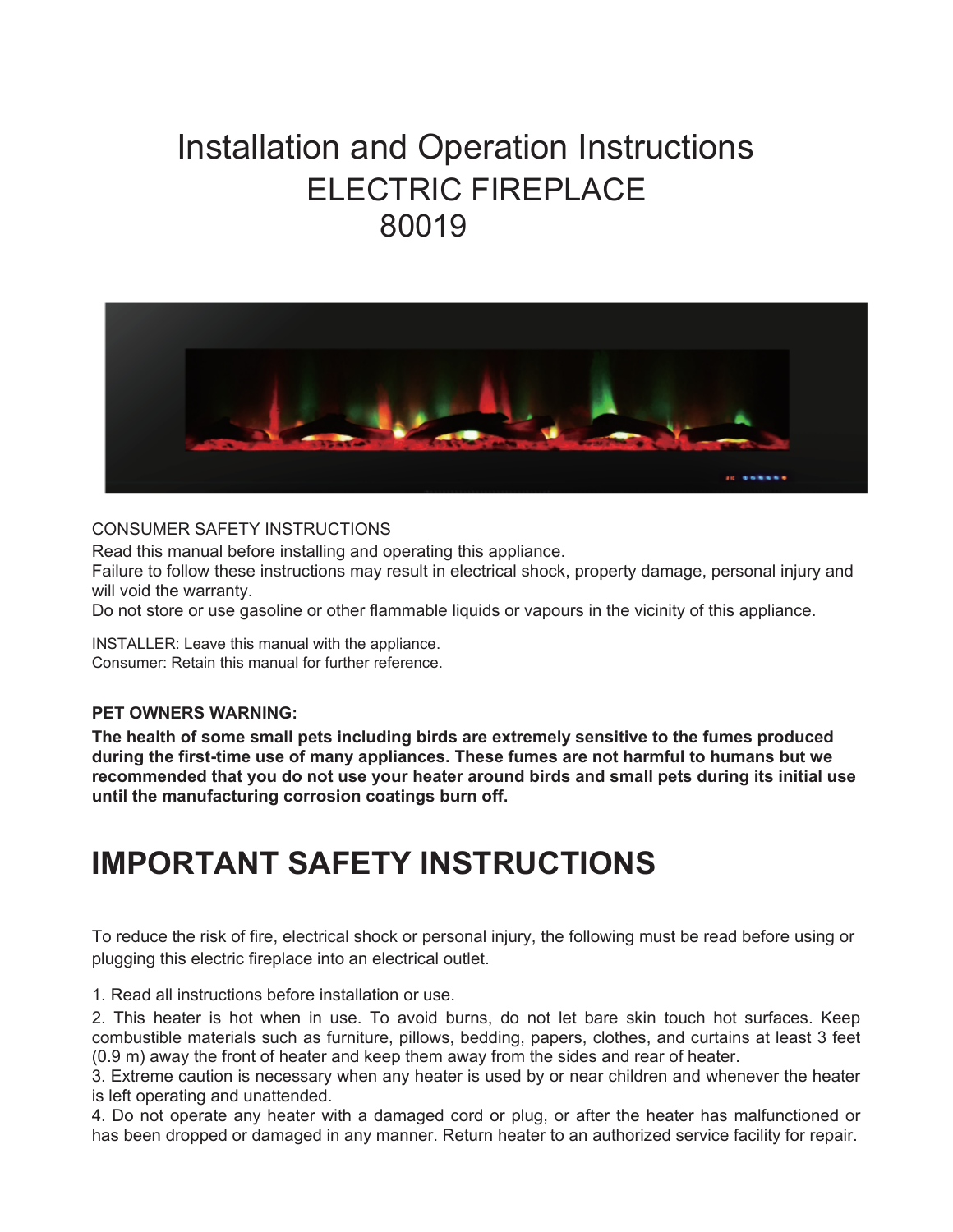# Installation and Operation Instructions
## ELECTRIC FIREPLACE
## 80019

CONSUMER SAFETY INSTRUCTIONS

Read this manual before installing and operating this appliance.
Failure to follow these instructions may result in electrical shock, property damage, personal injury and will void the warranty.
Do not store or use gasoline or other flammable liquids or vapours in the vicinity of this appliance.

INSTALLER: Leave this manual with the appliance.
Consumer: Retain this manual for further reference.

**PET OWNERS WARNING:**

**The health of some small pets including birds are extremely sensitive to the fumes produced during the first-time use of many appliances. These fumes are not harmful to humans but we recommended that you do not use your heater around birds and small pets during its initial use until the manufacturing corrosion coatings burn off.**

# IMPORTANT SAFETY INSTRUCTIONS

To reduce the risk of fire, electrical shock or personal injury, the following must be read before using or plugging this electric fireplace into an electrical outlet.

1. Read all instructions before installation or use.
2. This heater is hot when in use. To avoid burns, do not let bare skin touch hot surfaces. Keep combustible materials such as furniture, pillows, bedding, papers, clothes, and curtains at least 3 feet (0.9 m) away the front of heater and keep them away from the sides and rear of heater.
3. Extreme caution is necessary when any heater is used by or near children and whenever the heater is left operating and unattended.
4. Do not operate any heater with a damaged cord or plug, or after the heater has malfunctioned or has been dropped or damaged in any manner. Return heater to an authorized service facility for repair.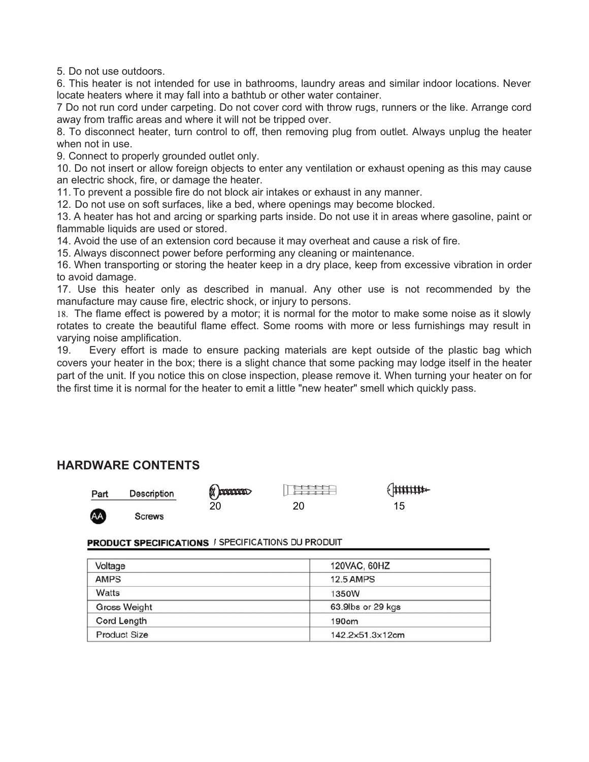5. Do not use outdoors.
6. This heater is not intended for use in bathrooms, laundry areas and similar indoor locations. Never locate heaters where it may fall into a bathtub or other water container.
7 Do not run cord under carpeting. Do not cover cord with throw rugs, runners or the like. Arrange cord away from traffic areas and where it will not be tripped over.
8. To disconnect heater, turn control to off, then removing plug from outlet. Always unplug the heater when not in use.
9. Connect to properly grounded outlet only.
10. Do not insert or allow foreign objects to enter any ventilation or exhaust opening as this may cause an electric shock, fire, or damage the heater.
11. To prevent a possible fire do not block air intakes or exhaust in any manner.
12. Do not use on soft surfaces, like a bed, where openings may become blocked.
13. A heater has hot and arcing or sparking parts inside. Do not use it in areas where gasoline, paint or flammable liquids are used or stored.
14. Avoid the use of an extension cord because it may overheat and cause a risk of fire.
15. Always disconnect power before performing any cleaning or maintenance.
16. When transporting or storing the heater keep in a dry place, keep from excessive vibration in order to avoid damage.
17. Use this heater only as described in manual. Any other use is not recommended by the manufacture may cause fire, electric shock, or injury to persons.
18. The flame effect is powered by a motor; it is normal for the motor to make some noise as it slowly rotates to create the beautiful flame effect. Some rooms with more or less furnishings may result in varying noise amplification.
19. Every effort is made to ensure packing materials are kept outside of the plastic bag which covers your heater in the box; there is a slight chance that some packing may lodge itself in the heater part of the unit. If you notice this on close inspection, please remove it. When turning your heater on for the first time it is normal for the heater to emit a little "new heater" smell which quickly pass.

## HARDWARE CONTENTS

| Part | Description | | | |
|---|---|---|---|---|
| AA | Screws | 20 | 20 | 15 |

**PRODUCT SPECIFICATIONS** / SPECIFICATIONS DU PRODUIT

| | |
|---|---|
| Voltage | 120VAC, 60HZ |
| AMPS | 12.5 AMPS |
| Watts | 1350W |
| Gross Weight | 63.9lbs or 29 kgs |
| Cord Length | 190cm |
| Product Size | 142.2x51.3x12cm |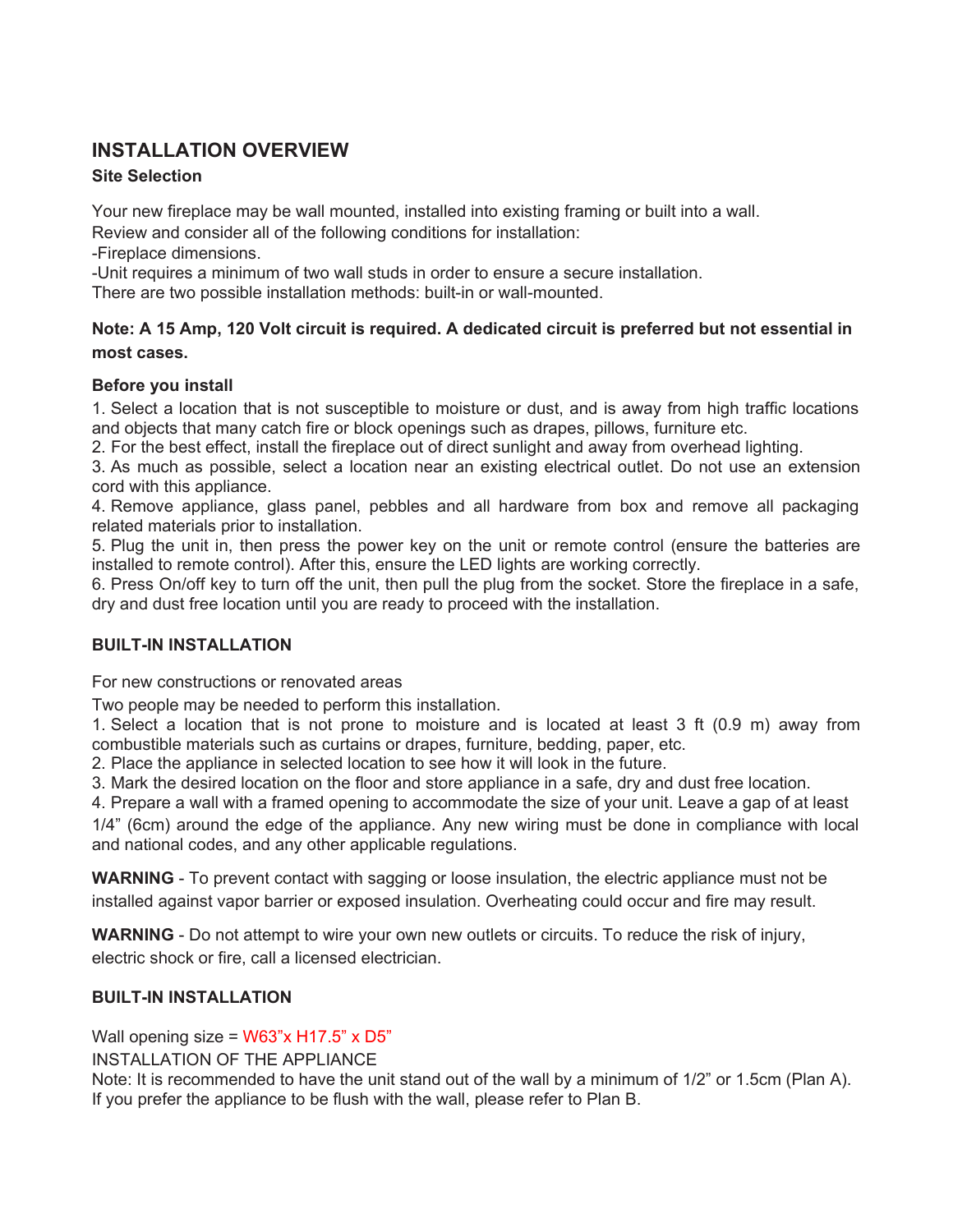## INSTALLATION OVERVIEW

### Site Selection

Your new fireplace may be wall mounted, installed into existing framing or built into a wall.
Review and consider all of the following conditions for installation:
-Fireplace dimensions.
-Unit requires a minimum of two wall studs in order to ensure a secure installation.
There are two possible installation methods: built-in or wall-mounted.

**Note: A 15 Amp, 120 Volt circuit is required. A dedicated circuit is preferred but not essential in most cases.**

### Before you install

1. Select a location that is not susceptible to moisture or dust, and is away from high traffic locations and objects that many catch fire or block openings such as drapes, pillows, furniture etc.
2. For the best effect, install the fireplace out of direct sunlight and away from overhead lighting.
3. As much as possible, select a location near an existing electrical outlet. Do not use an extension cord with this appliance.
4. Remove appliance, glass panel, pebbles and all hardware from box and remove all packaging related materials prior to installation.
5. Plug the unit in, then press the power key on the unit or remote control (ensure the batteries are installed to remote control). After this, ensure the LED lights are working correctly.
6. Press On/off key to turn off the unit, then pull the plug from the socket. Store the fireplace in a safe, dry and dust free location until you are ready to proceed with the installation.

### BUILT-IN INSTALLATION

For new constructions or renovated areas

Two people may be needed to perform this installation.

1. Select a location that is not prone to moisture and is located at least 3 ft (0.9 m) away from combustible materials such as curtains or drapes, furniture, bedding, paper, etc.
2. Place the appliance in selected location to see how it will look in the future.
3. Mark the desired location on the floor and store appliance in a safe, dry and dust free location.
4. Prepare a wall with a framed opening to accommodate the size of your unit. Leave a gap of at least 1/4" (6cm) around the edge of the appliance. Any new wiring must be done in compliance with local and national codes, and any other applicable regulations.

**WARNING** - To prevent contact with sagging or loose insulation, the electric appliance must not be installed against vapor barrier or exposed insulation. Overheating could occur and fire may result.

**WARNING** - Do not attempt to wire your own new outlets or circuits. To reduce the risk of injury, electric shock or fire, call a licensed electrician.

### BUILT-IN INSTALLATION

Wall opening size = W63"x H17.5" x D5"

INSTALLATION OF THE APPLIANCE

Note: It is recommended to have the unit stand out of the wall by a minimum of 1/2" or 1.5cm (Plan A). If you prefer the appliance to be flush with the wall, please refer to Plan B.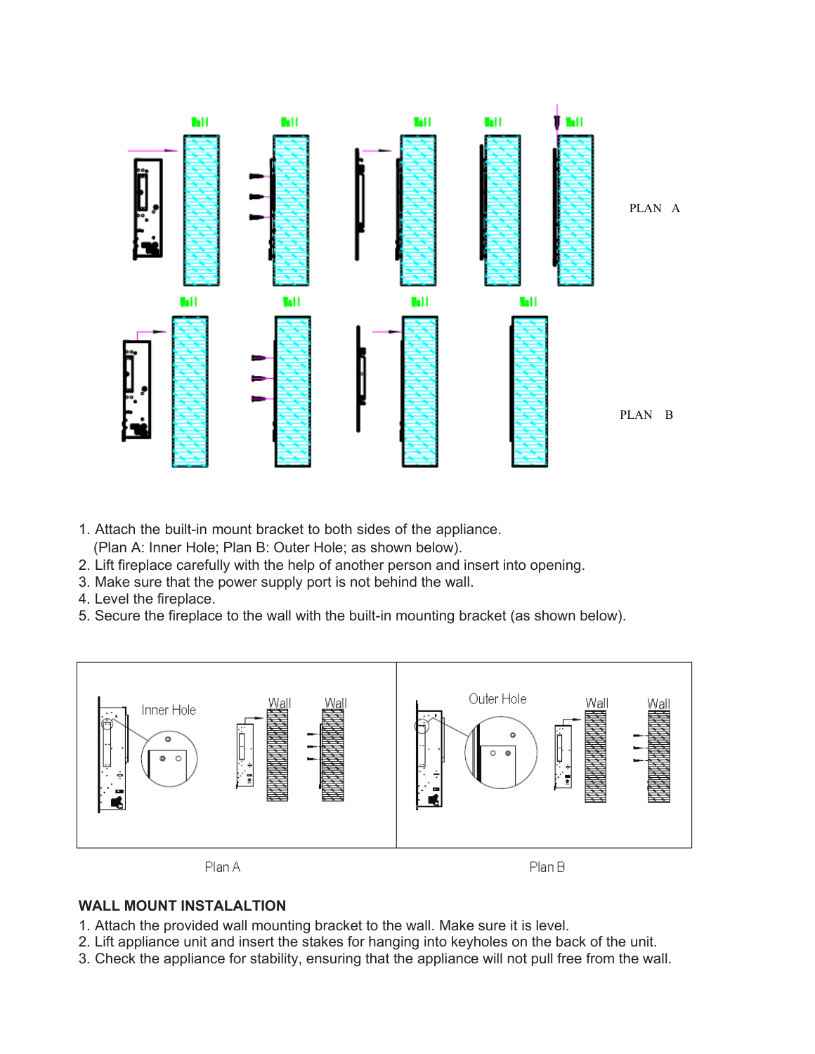1. Attach the built-in mount bracket to both sides of the appliance.
   (Plan A: Inner Hole; Plan B: Outer Hole; as shown below).
2. Lift fireplace carefully with the help of another person and insert into opening.
3. Make sure that the power supply port is not behind the wall.
4. Level the fireplace.
5. Secure the fireplace to the wall with the built-in mounting bracket (as shown below).

Plan A

Plan B

**WALL MOUNT INSTALALTION**

1. Attach the provided wall mounting bracket to the wall. Make sure it is level.
2. Lift appliance unit and insert the stakes for hanging into keyholes on the back of the unit.
3. Check the appliance for stability, ensuring that the appliance will not pull free from the wall.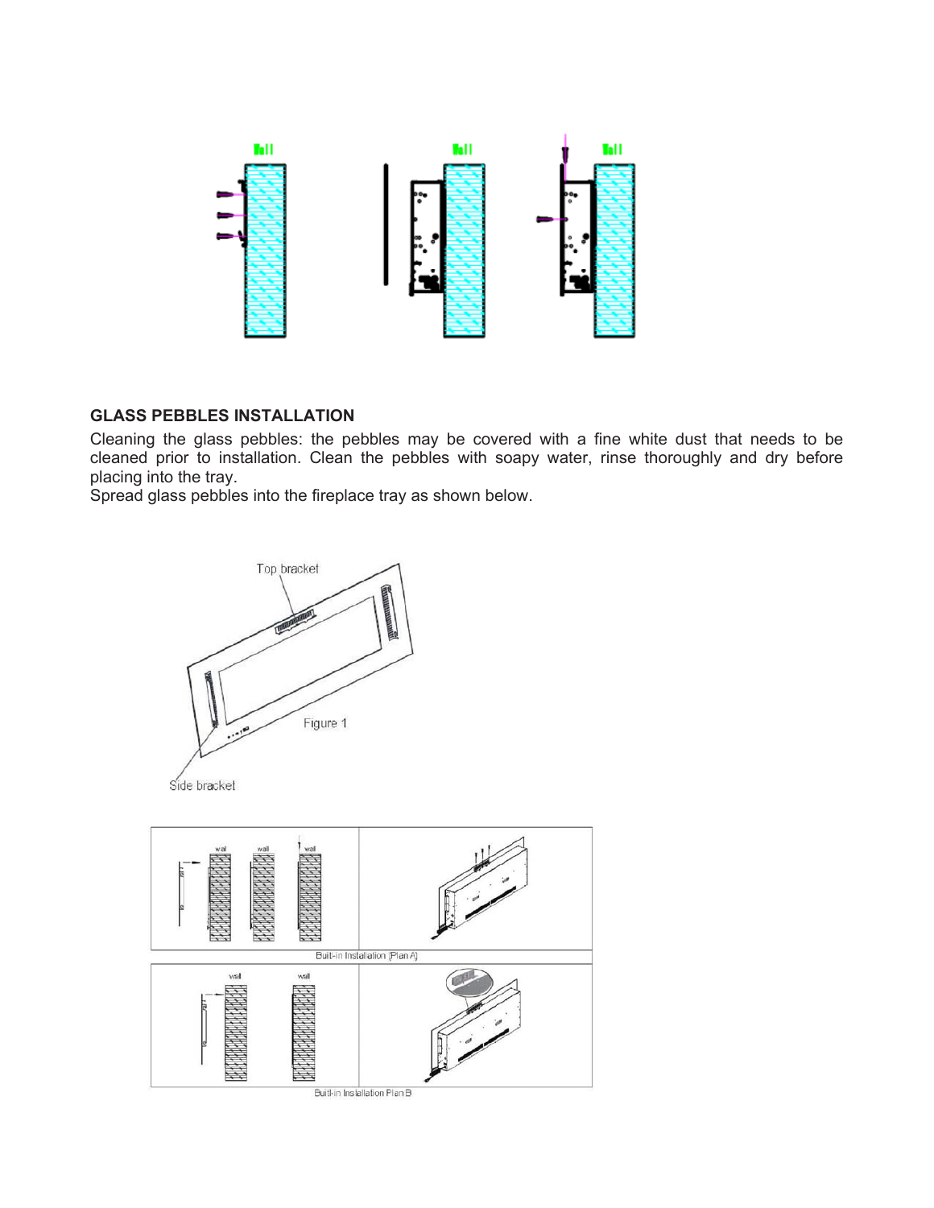## GLASS PEBBLES INSTALLATION

Cleaning the glass pebbles: the pebbles may be covered with a fine white dust that needs to be cleaned prior to installation. Clean the pebbles with soapy water, rinse thoroughly and dry before placing into the tray.

Spread glass pebbles into the fireplace tray as shown below.

Top bracket

Figure 1

Side bracket

Built-in Installation (Plan A)

Built-in Installation Plan B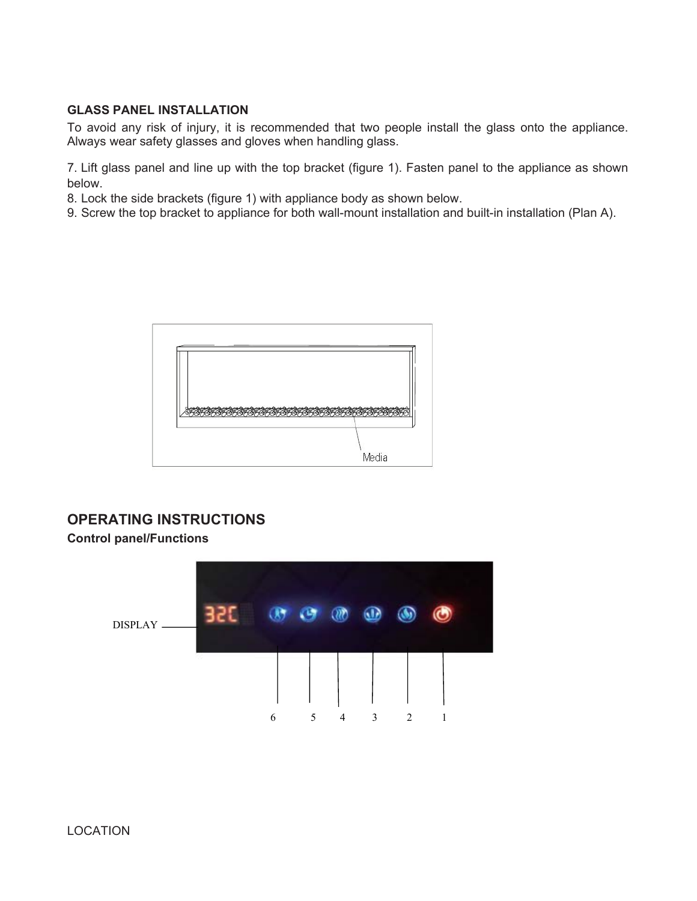### GLASS PANEL INSTALLATION

To avoid any risk of injury, it is recommended that two people install the glass onto the appliance. Always wear safety glasses and gloves when handling glass.

7. Lift glass panel and line up with the top bracket (figure 1). Fasten panel to the appliance as shown below.
8. Lock the side brackets (figure 1) with appliance body as shown below.
9. Screw the top bracket to appliance for both wall-mount installation and built-in installation (Plan A).

Media

## OPERATING INSTRUCTIONS

### Control panel/Functions

DISPLAY

6 5 4 3 2 1

LOCATION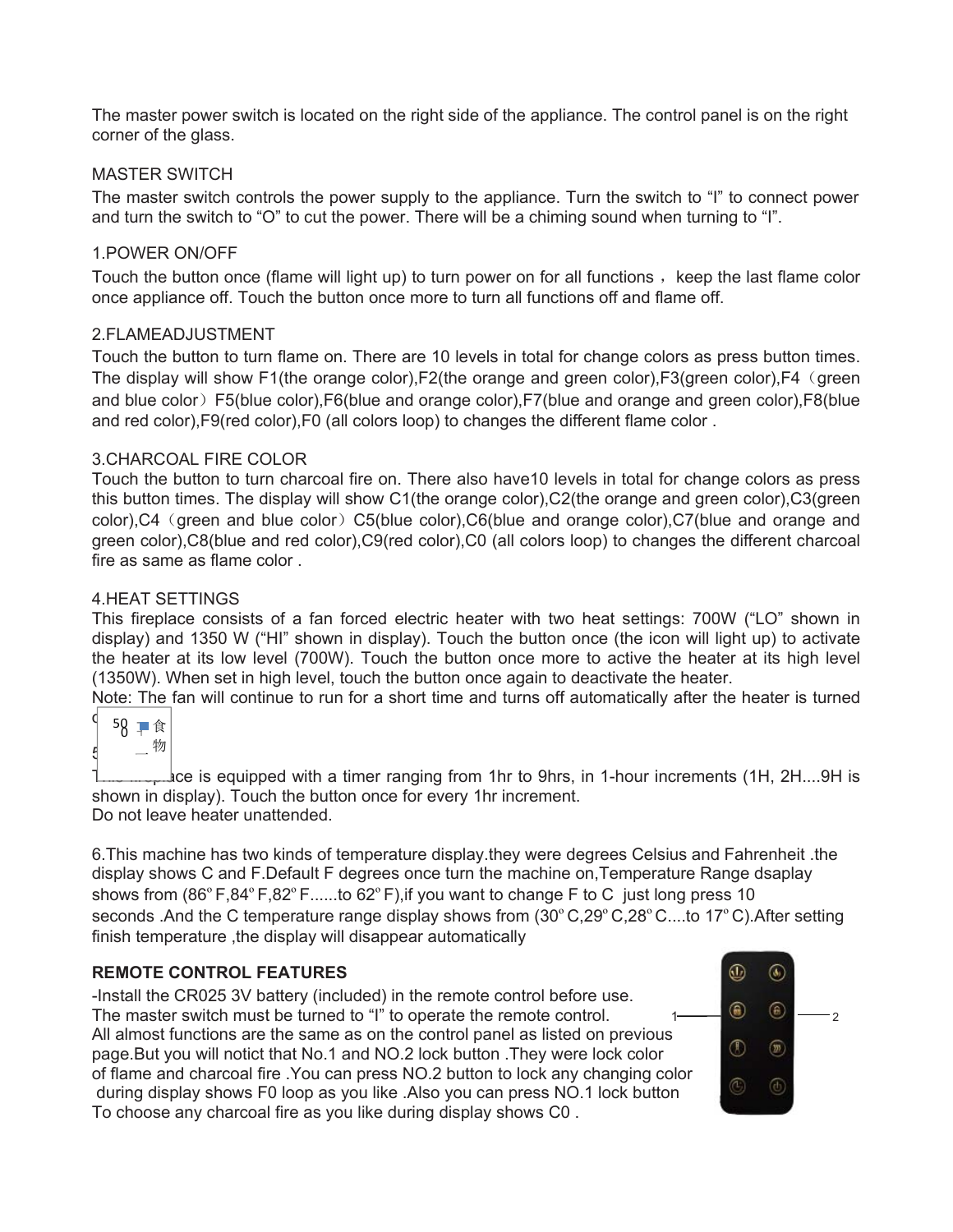The master power switch is located on the right side of the appliance. The control panel is on the right corner of the glass.

MASTER SWITCH

The master switch controls the power supply to the appliance. Turn the switch to “I” to connect power and turn the switch to “O” to cut the power. There will be a chiming sound when turning to “I”.

1.POWER ON/OFF

Touch the button once (flame will light up) to turn power on for all functions ， keep the last flame color once appliance off. Touch the button once more to turn all functions off and flame off.

2.FLAMEADJUSTMENT

Touch the button to turn flame on. There are 10 levels in total for change colors as press button times. The display will show F1(the orange color),F2(the orange and green color),F3(green color),F4（green and blue color）F5(blue color),F6(blue and orange color),F7(blue and orange and green color),F8(blue and red color),F9(red color),F0 (all colors loop) to changes the different flame color .

3.CHARCOAL FIRE COLOR

Touch the button to turn charcoal fire on. There also have10 levels in total for change colors as press this button times. The display will show C1(the orange color),C2(the orange and green color),C3(green color),C4（green and blue color）C5(blue color),C6(blue and orange color),C7(blue and orange and green color),C8(blue and red color),C9(red color),C0 (all colors loop) to changes the different charcoal fire as same as flame color .

4.HEAT SETTINGS

This fireplace consists of a fan forced electric heater with two heat settings: 700W (“LO” shown in display) and 1350 W (“HI” shown in display). Touch the button once (the icon will light up) to activate the heater at its low level (700W). Touch the button once more to active the heater at its high level (1350W). When set in high level, touch the button once again to deactivate the heater.

Note: The fan will continue to run for a short time and turns off automatically after the heater is turned o

5

This fireplace is equipped with a timer ranging from 1hr to 9hrs, in 1-hour increments (1H, 2H....9H is shown in display). Touch the button once for every 1hr increment.

Do not leave heater unattended.

6.This machine has two kinds of temperature display.they were degrees Celsius and Fahrenheit .the display shows C and F.Default F degrees once turn the machine on,Temperature Range dsaplay shows from (86ºF,84ºF,82ºF......to 62ºF),if you want to change F to C just long press 10 seconds .And the C temperature range display shows from (30ºC,29ºC,28ºC....to 17ºC).After setting finish temperature ,the display will disappear automatically

**REMOTE CONTROL FEATURES**

-Install the CR025 3V battery (included) in the remote control before use.

The master switch must be turned to “I” to operate the remote control.

All almost functions are the same as on the control panel as listed on previous page.But you will notict that No.1 and NO.2 lock button .They were lock color of flame and charcoal fire .You can press NO.2 button to lock any changing color during display shows F0 loop as you like .Also you can press NO.1 lock button To choose any charcoal fire as you like during display shows C0 .

1 2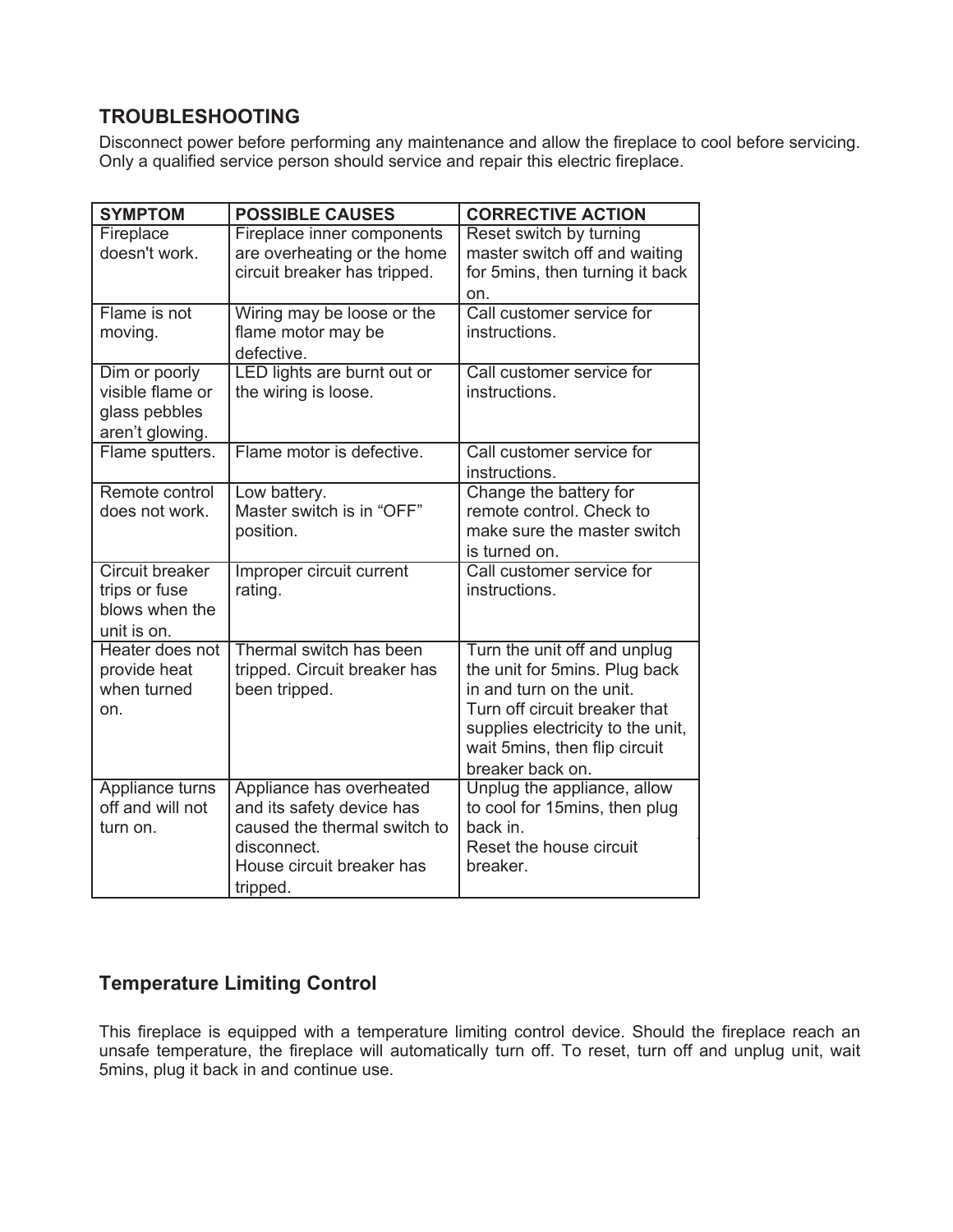## TROUBLESHOOTING

Disconnect power before performing any maintenance and allow the fireplace to cool before servicing. Only a qualified service person should service and repair this electric fireplace.

| SYMPTOM | POSSIBLE CAUSES | CORRECTIVE ACTION |
|---|---|---|
| Fireplace doesn't work. | Fireplace inner components are overheating or the home circuit breaker has tripped. | Reset switch by turning master switch off and waiting for 5mins, then turning it back on. |
| Flame is not moving. | Wiring may be loose or the flame motor may be defective. | Call customer service for instructions. |
| Dim or poorly visible flame or glass pebbles aren't glowing. | LED lights are burnt out or the wiring is loose. | Call customer service for instructions. |
| Flame sputters. | Flame motor is defective. | Call customer service for instructions. |
| Remote control does not work. | Low battery.<br>Master switch is in “OFF” position. | Change the battery for remote control. Check to make sure the master switch is turned on. |
| Circuit breaker trips or fuse blows when the unit is on. | Improper circuit current rating. | Call customer service for instructions. |
| Heater does not provide heat when turned on. | Thermal switch has been tripped. Circuit breaker has been tripped. | Turn the unit off and unplug the unit for 5mins. Plug back in and turn on the unit.<br>Turn off circuit breaker that supplies electricity to the unit, wait 5mins, then flip circuit breaker back on. |
| Appliance turns off and will not turn on. | Appliance has overheated and its safety device has caused the thermal switch to disconnect.<br>House circuit breaker has tripped. | Unplug the appliance, allow to cool for 15mins, then plug back in.<br>Reset the house circuit breaker. |

## Temperature Limiting Control

This fireplace is equipped with a temperature limiting control device. Should the fireplace reach an unsafe temperature, the fireplace will automatically turn off. To reset, turn off and unplug unit, wait 5mins, plug it back in and continue use.